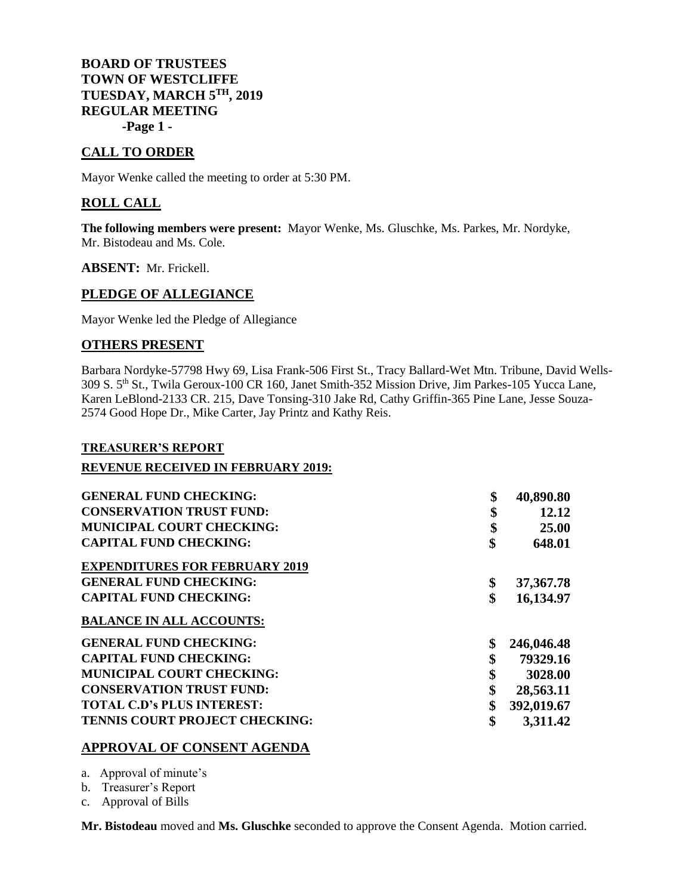**BOARD OF TRUSTEES**
**TOWN OF WESTCLIFFE**
**TUESDAY, MARCH 5TH, 2019**
**REGULAR MEETING**
**-Page 1 -**

## CALL TO ORDER

Mayor Wenke called the meeting to order at 5:30 PM.

## ROLL CALL

**The following members were present:** Mayor Wenke, Ms. Gluschke, Ms. Parkes, Mr. Nordyke, Mr. Bistodeau and Ms. Cole.

**ABSENT:** Mr. Frickell.

## PLEDGE OF ALLEGIANCE

Mayor Wenke led the Pledge of Allegiance

## OTHERS PRESENT

Barbara Nordyke-57798 Hwy 69, Lisa Frank-506 First St., Tracy Ballard-Wet Mtn. Tribune, David Wells-309 S. 5th St., Twila Geroux-100 CR 160, Janet Smith-352 Mission Drive, Jim Parkes-105 Yucca Lane, Karen LeBlond-2133 CR. 215, Dave Tonsing-310 Jake Rd, Cathy Griffin-365 Pine Lane, Jesse Souza-2574 Good Hope Dr., Mike Carter, Jay Printz and Kathy Reis.

### TREASURER'S REPORT

### REVENUE RECEIVED IN FEBRUARY 2019:

| | | |
|---|---|---|
| **GENERAL FUND CHECKING:** | **$** | **40,890.80** |
| **CONSERVATION TRUST FUND:** | **$** | **12.12** |
| **MUNICIPAL COURT CHECKING:** | **$** | **25.00** |
| **CAPITAL FUND CHECKING:** | **$** | **648.01** |
| **EXPENDITURES FOR FEBRUARY 2019** | | |
| **GENERAL FUND CHECKING:** | **$** | **37,367.78** |
| **CAPITAL FUND CHECKING:** | **$** | **16,134.97** |
| **BALANCE IN ALL ACCOUNTS:** | | |
| **GENERAL FUND CHECKING:** | **$** | **246,046.48** |
| **CAPITAL FUND CHECKING:** | **$** | **79329.16** |
| **MUNICIPAL COURT CHECKING:** | **$** | **3028.00** |
| **CONSERVATION TRUST FUND:** | **$** | **28,563.11** |
| **TOTAL C.D's PLUS INTEREST:** | **$** | **392,019.67** |
| **TENNIS COURT PROJECT CHECKING:** | **$** | **3,311.42** |

## APPROVAL OF CONSENT AGENDA

a. Approval of minute's
b. Treasurer's Report
c. Approval of Bills

**Mr. Bistodeau** moved and **Ms. Gluschke** seconded to approve the Consent Agenda. Motion carried.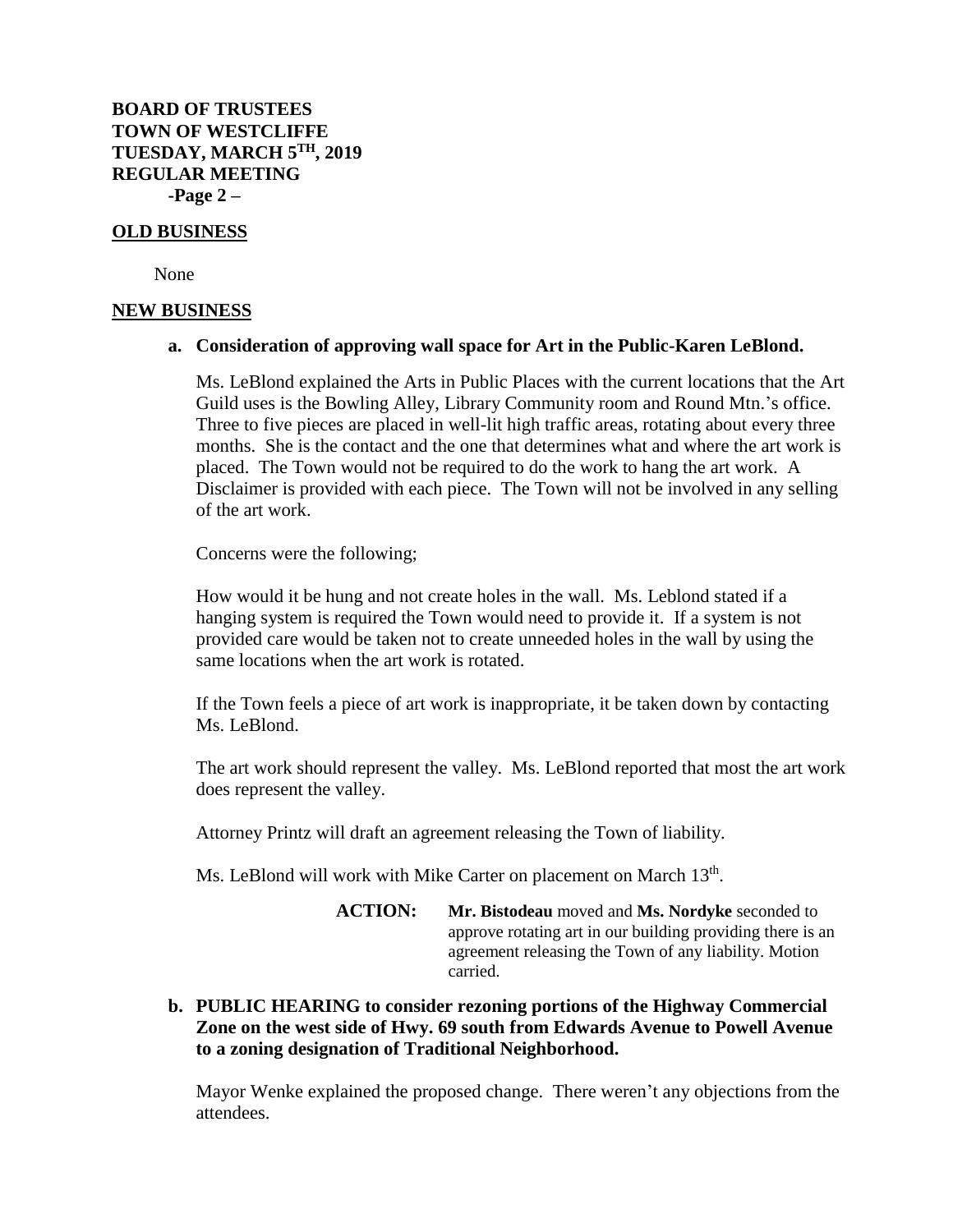## OLD BUSINESS

None

## NEW BUSINESS

**a. Consideration of approving wall space for Art in the Public-Karen LeBlond.**

Ms. LeBlond explained the Arts in Public Places with the current locations that the Art Guild uses is the Bowling Alley, Library Community room and Round Mtn.'s office. Three to five pieces are placed in well-lit high traffic areas, rotating about every three months. She is the contact and the one that determines what and where the art work is placed. The Town would not be required to do the work to hang the art work. A Disclaimer is provided with each piece. The Town will not be involved in any selling of the art work.

Concerns were the following;

How would it be hung and not create holes in the wall. Ms. Leblond stated if a hanging system is required the Town would need to provide it. If a system is not provided care would be taken not to create unneeded holes in the wall by using the same locations when the art work is rotated.

If the Town feels a piece of art work is inappropriate, it be taken down by contacting Ms. LeBlond.

The art work should represent the valley. Ms. LeBlond reported that most the art work does represent the valley.

Attorney Printz will draft an agreement releasing the Town of liability.

Ms. LeBlond will work with Mike Carter on placement on March 13th.

> **ACTION:** **Mr. Bistodeau** moved and **Ms. Nordyke** seconded to approve rotating art in our building providing there is an agreement releasing the Town of any liability. Motion carried.

**b. PUBLIC HEARING to consider rezoning portions of the Highway Commercial Zone on the west side of Hwy. 69 south from Edwards Avenue to Powell Avenue to a zoning designation of Traditional Neighborhood.**

Mayor Wenke explained the proposed change. There weren't any objections from the attendees.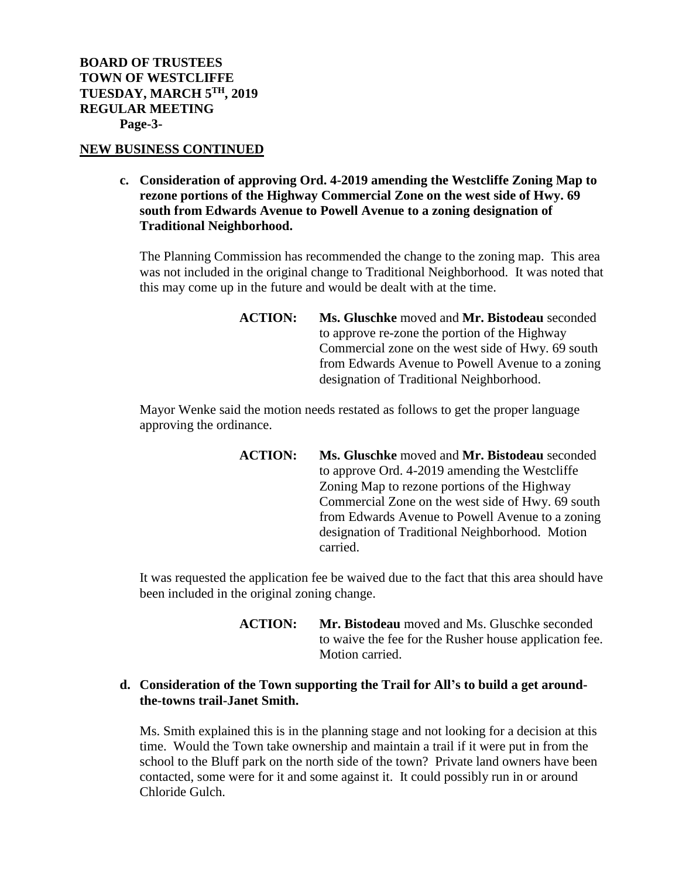## NEW BUSINESS CONTINUED

**c. Consideration of approving Ord. 4-2019 amending the Westcliffe Zoning Map to rezone portions of the Highway Commercial Zone on the west side of Hwy. 69 south from Edwards Avenue to Powell Avenue to a zoning designation of Traditional Neighborhood.**

The Planning Commission has recommended the change to the zoning map. This area was not included in the original change to Traditional Neighborhood. It was noted that this may come up in the future and would be dealt with at the time.

**ACTION:** **Ms. Gluschke** moved and **Mr. Bistodeau** seconded to approve re-zone the portion of the Highway Commercial zone on the west side of Hwy. 69 south from Edwards Avenue to Powell Avenue to a zoning designation of Traditional Neighborhood.

Mayor Wenke said the motion needs restated as follows to get the proper language approving the ordinance.

**ACTION:** **Ms. Gluschke** moved and **Mr. Bistodeau** seconded to approve Ord. 4-2019 amending the Westcliffe Zoning Map to rezone portions of the Highway Commercial Zone on the west side of Hwy. 69 south from Edwards Avenue to Powell Avenue to a zoning designation of Traditional Neighborhood. Motion carried.

It was requested the application fee be waived due to the fact that this area should have been included in the original zoning change.

**ACTION:** **Mr. Bistodeau** moved and Ms. Gluschke seconded to waive the fee for the Rusher house application fee. Motion carried.

**d. Consideration of the Town supporting the Trail for All's to build a get around-the-towns trail-Janet Smith.**

Ms. Smith explained this is in the planning stage and not looking for a decision at this time. Would the Town take ownership and maintain a trail if it were put in from the school to the Bluff park on the north side of the town? Private land owners have been contacted, some were for it and some against it. It could possibly run in or around Chloride Gulch.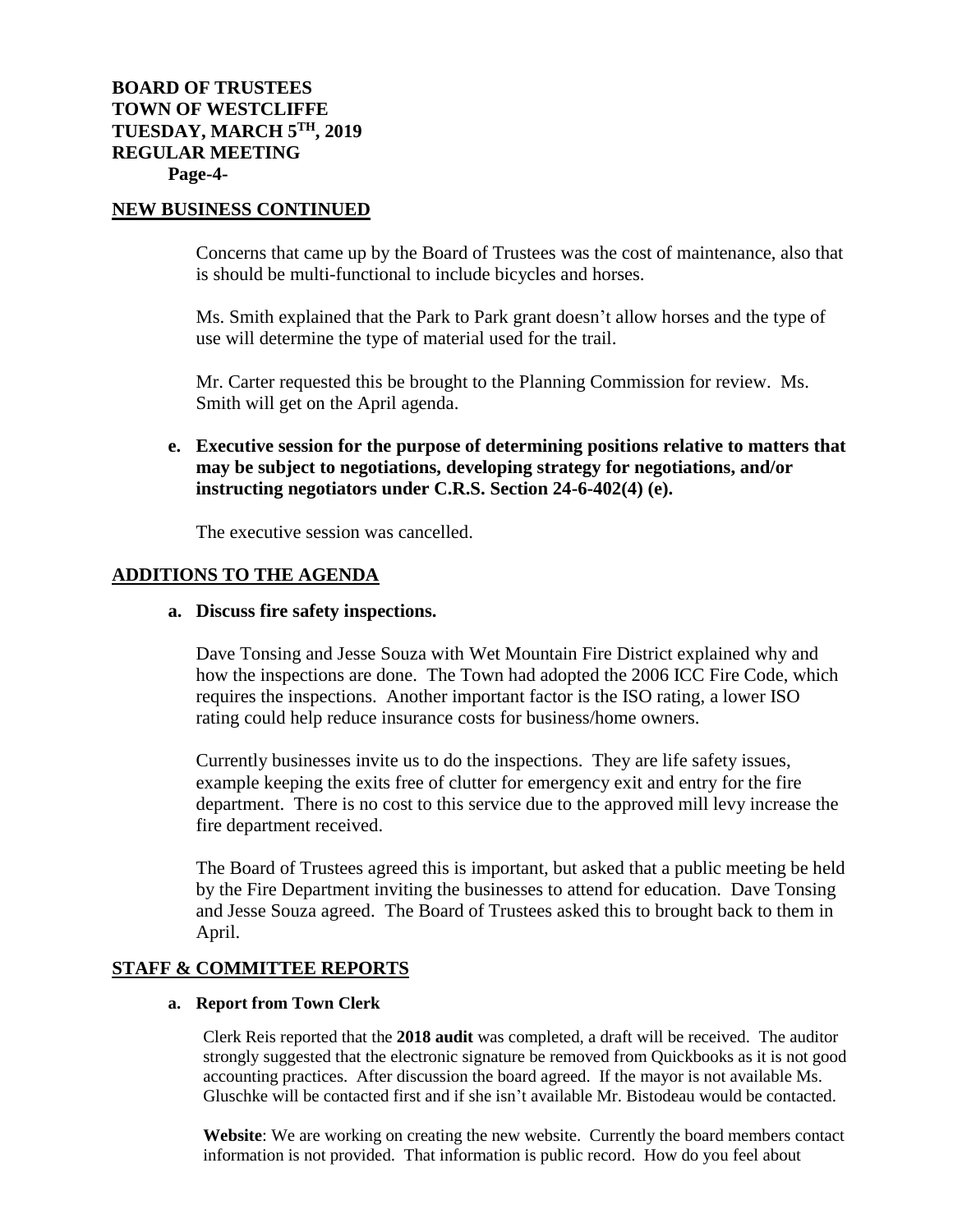**NEW BUSINESS CONTINUED**

Concerns that came up by the Board of Trustees was the cost of maintenance, also that is should be multi-functional to include bicycles and horses.

Ms. Smith explained that the Park to Park grant doesn't allow horses and the type of use will determine the type of material used for the trail.

Mr. Carter requested this be brought to the Planning Commission for review. Ms. Smith will get on the April agenda.

**e. Executive session for the purpose of determining positions relative to matters that may be subject to negotiations, developing strategy for negotiations, and/or instructing negotiators under C.R.S. Section 24-6-402(4) (e).**

The executive session was cancelled.

**ADDITIONS TO THE AGENDA**

**a. Discuss fire safety inspections.**

Dave Tonsing and Jesse Souza with Wet Mountain Fire District explained why and how the inspections are done. The Town had adopted the 2006 ICC Fire Code, which requires the inspections. Another important factor is the ISO rating, a lower ISO rating could help reduce insurance costs for business/home owners.

Currently businesses invite us to do the inspections. They are life safety issues, example keeping the exits free of clutter for emergency exit and entry for the fire department. There is no cost to this service due to the approved mill levy increase the fire department received.

The Board of Trustees agreed this is important, but asked that a public meeting be held by the Fire Department inviting the businesses to attend for education. Dave Tonsing and Jesse Souza agreed. The Board of Trustees asked this to brought back to them in April.

**STAFF & COMMITTEE REPORTS**

**a. Report from Town Clerk**

Clerk Reis reported that the **2018 audit** was completed, a draft will be received. The auditor strongly suggested that the electronic signature be removed from Quickbooks as it is not good accounting practices. After discussion the board agreed. If the mayor is not available Ms. Gluschke will be contacted first and if she isn't available Mr. Bistodeau would be contacted.

**Website**: We are working on creating the new website. Currently the board members contact information is not provided. That information is public record. How do you feel about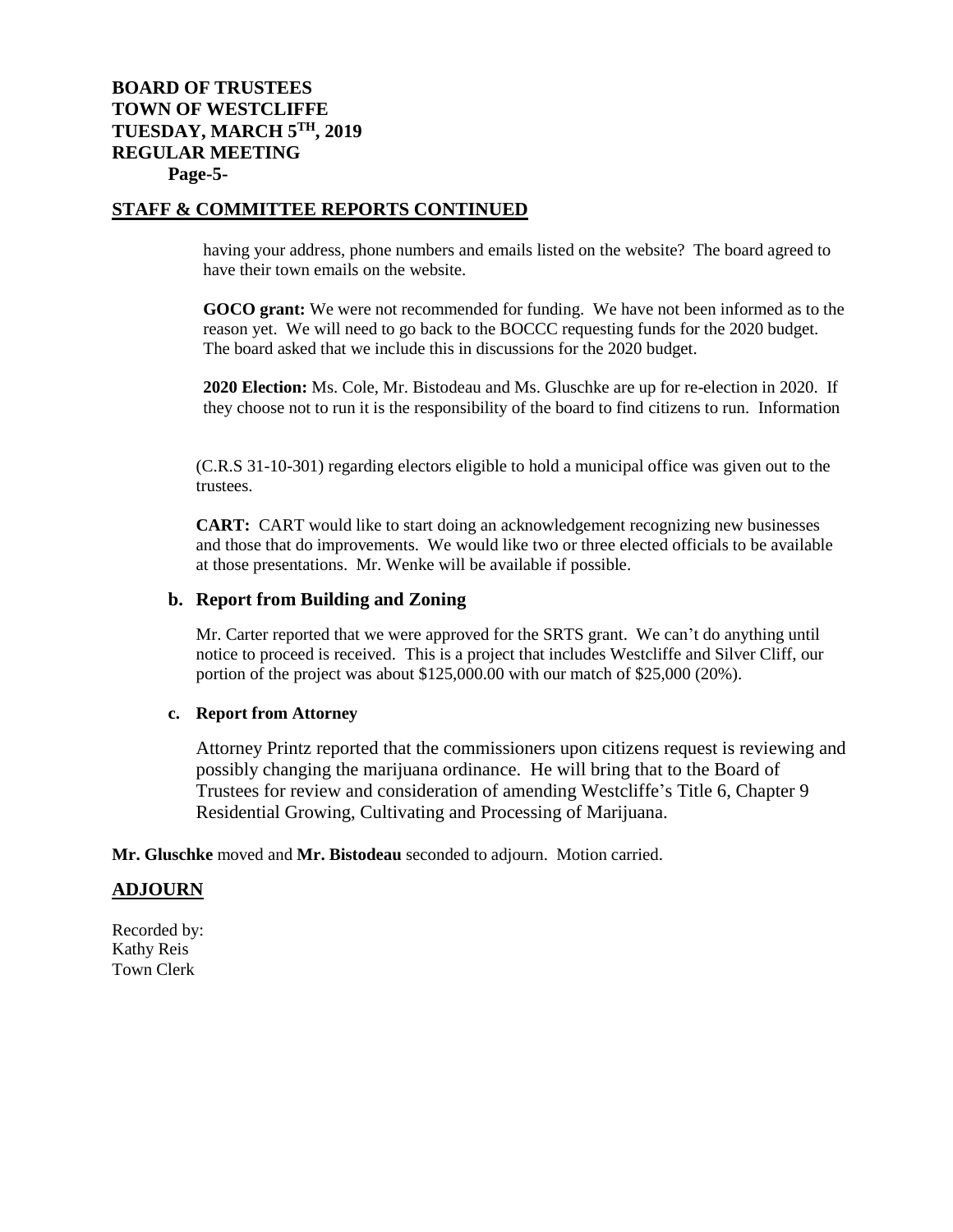## STAFF & COMMITTEE REPORTS CONTINUED

having your address, phone numbers and emails listed on the website? The board agreed to have their town emails on the website.

**GOCO grant:** We were not recommended for funding. We have not been informed as to the reason yet. We will need to go back to the BOCCC requesting funds for the 2020 budget. The board asked that we include this in discussions for the 2020 budget.

**2020 Election:** Ms. Cole, Mr. Bistodeau and Ms. Gluschke are up for re-election in 2020. If they choose not to run it is the responsibility of the board to find citizens to run. Information

(C.R.S 31-10-301) regarding electors eligible to hold a municipal office was given out to the trustees.

**CART:** CART would like to start doing an acknowledgement recognizing new businesses and those that do improvements. We would like two or three elected officials to be available at those presentations. Mr. Wenke will be available if possible.

### b. Report from Building and Zoning

Mr. Carter reported that we were approved for the SRTS grant. We can't do anything until notice to proceed is received. This is a project that includes Westcliffe and Silver Cliff, our portion of the project was about $125,000.00 with our match of $25,000 (20%).

#### c. Report from Attorney

Attorney Printz reported that the commissioners upon citizens request is reviewing and possibly changing the marijuana ordinance. He will bring that to the Board of Trustees for review and consideration of amending Westcliffe's Title 6, Chapter 9 Residential Growing, Cultivating and Processing of Marijuana.

**Mr. Gluschke** moved and **Mr. Bistodeau** seconded to adjourn. Motion carried.

## ADJOURN

Recorded by:
Kathy Reis
Town Clerk